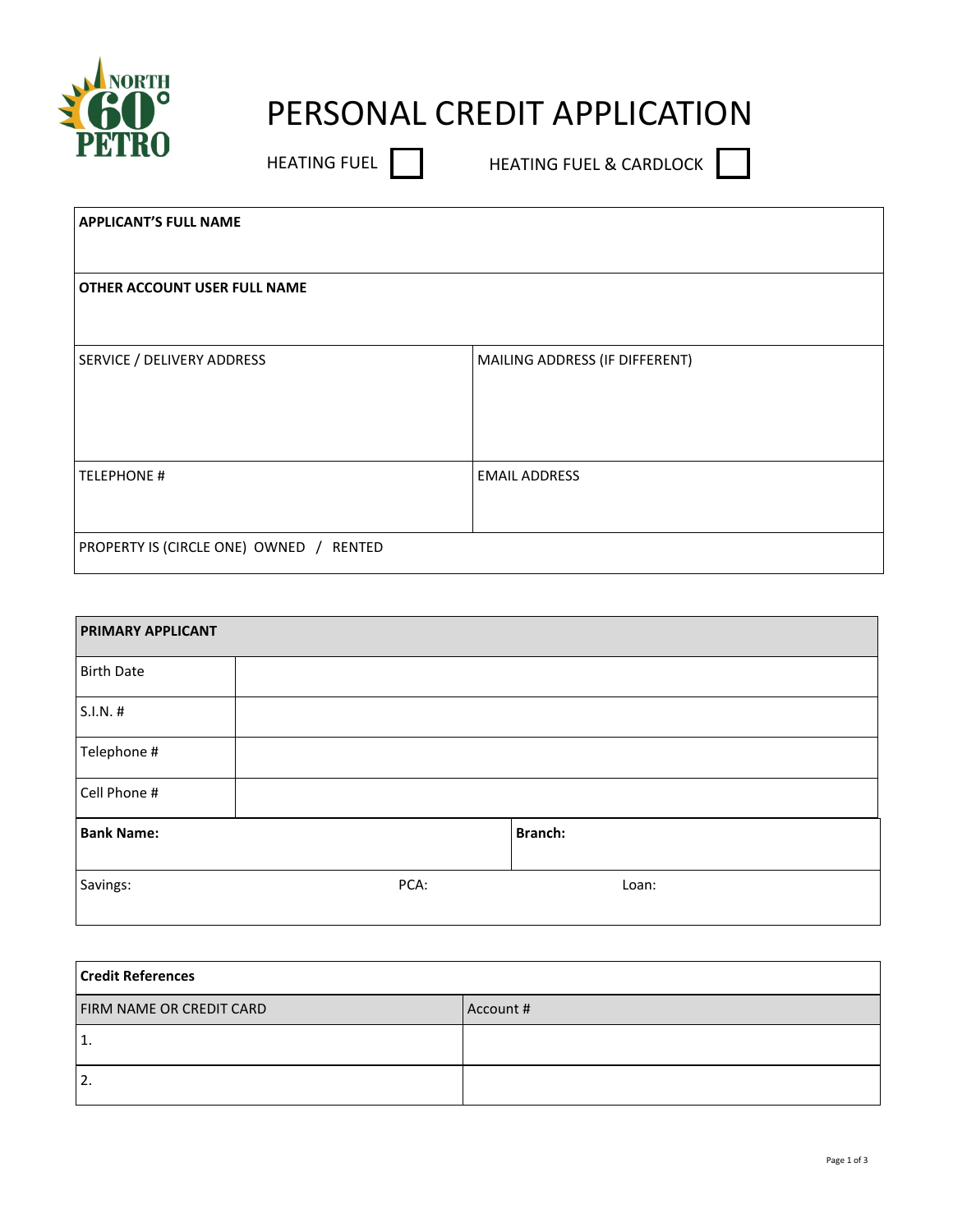NORTH 60° PETRO

# PERSONAL CREDIT APPLICATION

HEATING FUEL ☐ HEATING FUEL & CARDLOCK ☐

| **APPLICANT'S FULL NAME** | |
|---|---|
| **OTHER ACCOUNT USER FULL NAME** | |
| SERVICE / DELIVERY ADDRESS | MAILING ADDRESS (IF DIFFERENT) |
| TELEPHONE # | EMAIL ADDRESS |
| PROPERTY IS (CIRCLE ONE) OWNED / RENTED | |

| **PRIMARY APPLICANT** | | |
|---|---|---|
| Birth Date | | |
| S.I.N. # | | |
| Telephone # | | |
| Cell Phone # | | |
| **Bank Name:** | | **Branch:** |
| Savings: | PCA: | Loan: |

| **Credit References** | |
|---|---|
| FIRM NAME OR CREDIT CARD | Account # |
| 1. | |
| 2. | |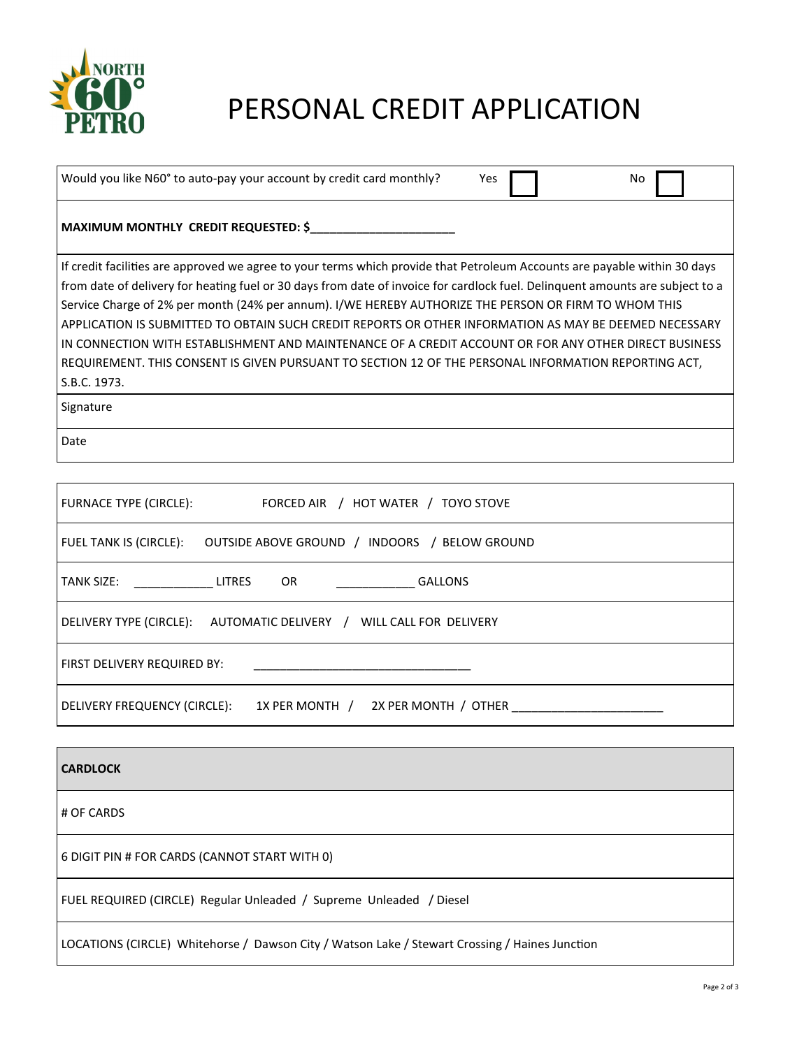# PERSONAL CREDIT APPLICATION

| Would you like N60° to auto-pay your account by credit card monthly? | Yes ☐ | No ☐ |
|---|---|---|

**MAXIMUM MONTHLY CREDIT REQUESTED: $______________________**

If credit facilities are approved we agree to your terms which provide that Petroleum Accounts are payable within 30 days from date of delivery for heating fuel or 30 days from date of invoice for cardlock fuel. Delinquent amounts are subject to a Service Charge of 2% per month (24% per annum). I/WE HEREBY AUTHORIZE THE PERSON OR FIRM TO WHOM THIS APPLICATION IS SUBMITTED TO OBTAIN SUCH CREDIT REPORTS OR OTHER INFORMATION AS MAY BE DEEMED NECESSARY IN CONNECTION WITH ESTABLISHMENT AND MAINTENANCE OF A CREDIT ACCOUNT OR FOR ANY OTHER DIRECT BUSINESS REQUIREMENT. THIS CONSENT IS GIVEN PURSUANT TO SECTION 12 OF THE PERSONAL INFORMATION REPORTING ACT, S.B.C. 1973.

Signature

Date

---

FURNACE TYPE (CIRCLE): FORCED AIR / HOT WATER / TOYO STOVE

FUEL TANK IS (CIRCLE): OUTSIDE ABOVE GROUND / INDOORS / BELOW GROUND

TANK SIZE: ____________ LITRES OR ____________ GALLONS

DELIVERY TYPE (CIRCLE): AUTOMATIC DELIVERY / WILL CALL FOR DELIVERY

FIRST DELIVERY REQUIRED BY: ________________________________

DELIVERY FREQUENCY (CIRCLE): 1X PER MONTH / 2X PER MONTH / OTHER ______________________

---

**CARDLOCK**

# OF CARDS

6 DIGIT PIN # FOR CARDS (CANNOT START WITH 0)

FUEL REQUIRED (CIRCLE) Regular Unleaded / Supreme Unleaded / Diesel

LOCATIONS (CIRCLE) Whitehorse / Dawson City / Watson Lake / Stewart Crossing / Haines Junction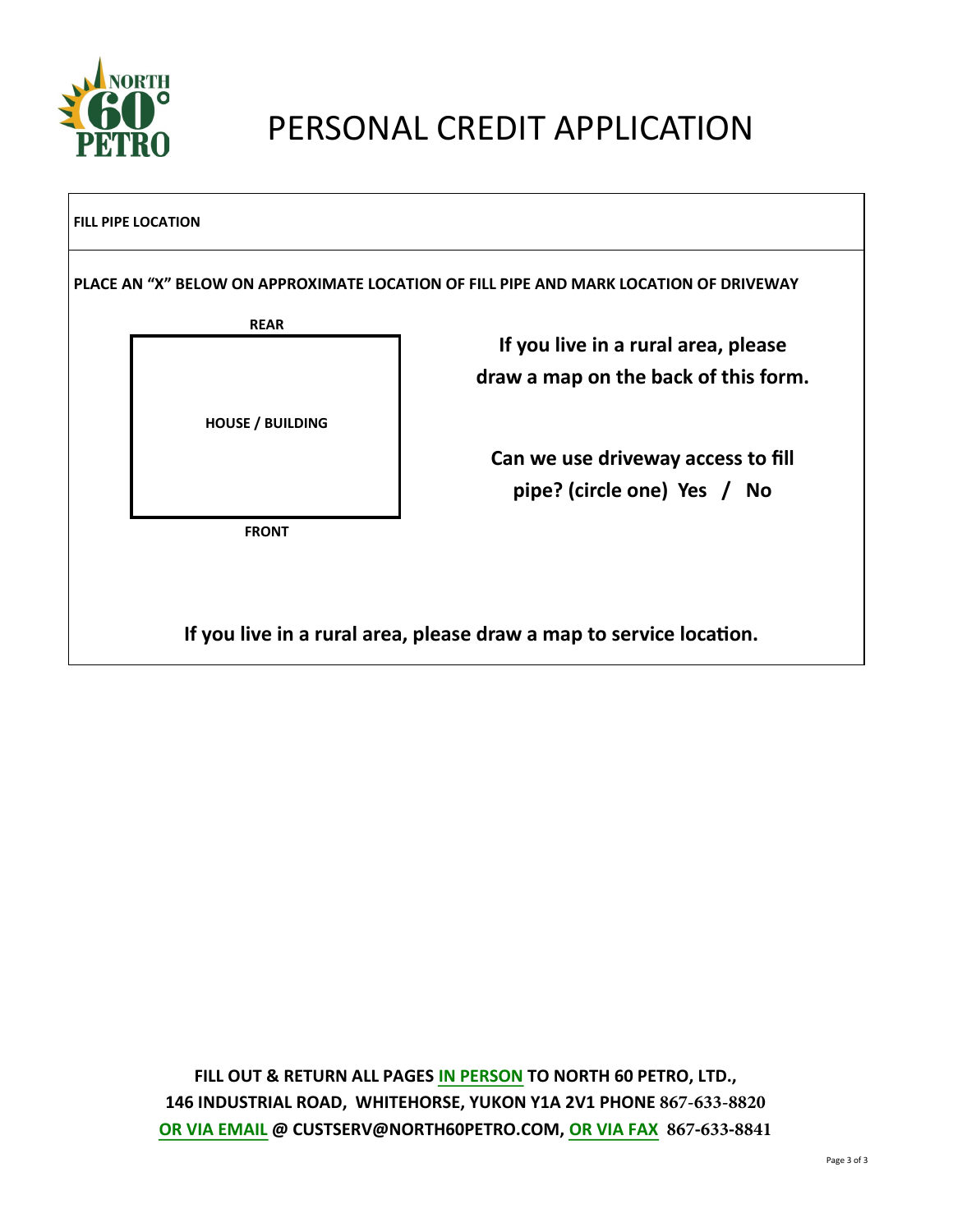NORTH 60° PETRO

# PERSONAL CREDIT APPLICATION

**FILL PIPE LOCATION**

**PLACE AN "X" BELOW ON APPROXIMATE LOCATION OF FILL PIPE AND MARK LOCATION OF DRIVEWAY**

**REAR**

**HOUSE / BUILDING**

**FRONT**

**If you live in a rural area, please draw a map on the back of this form.**

**Can we use driveway access to fill pipe? (circle one) Yes / No**

**If you live in a rural area, please draw a map to service location.**

**FILL OUT & RETURN ALL PAGES IN PERSON TO NORTH 60 PETRO, LTD., 146 INDUSTRIAL ROAD, WHITEHORSE, YUKON Y1A 2V1 PHONE 867-633-8820 OR VIA EMAIL @ CUSTSERV@NORTH60PETRO.COM, OR VIA FAX 867-633-8841**